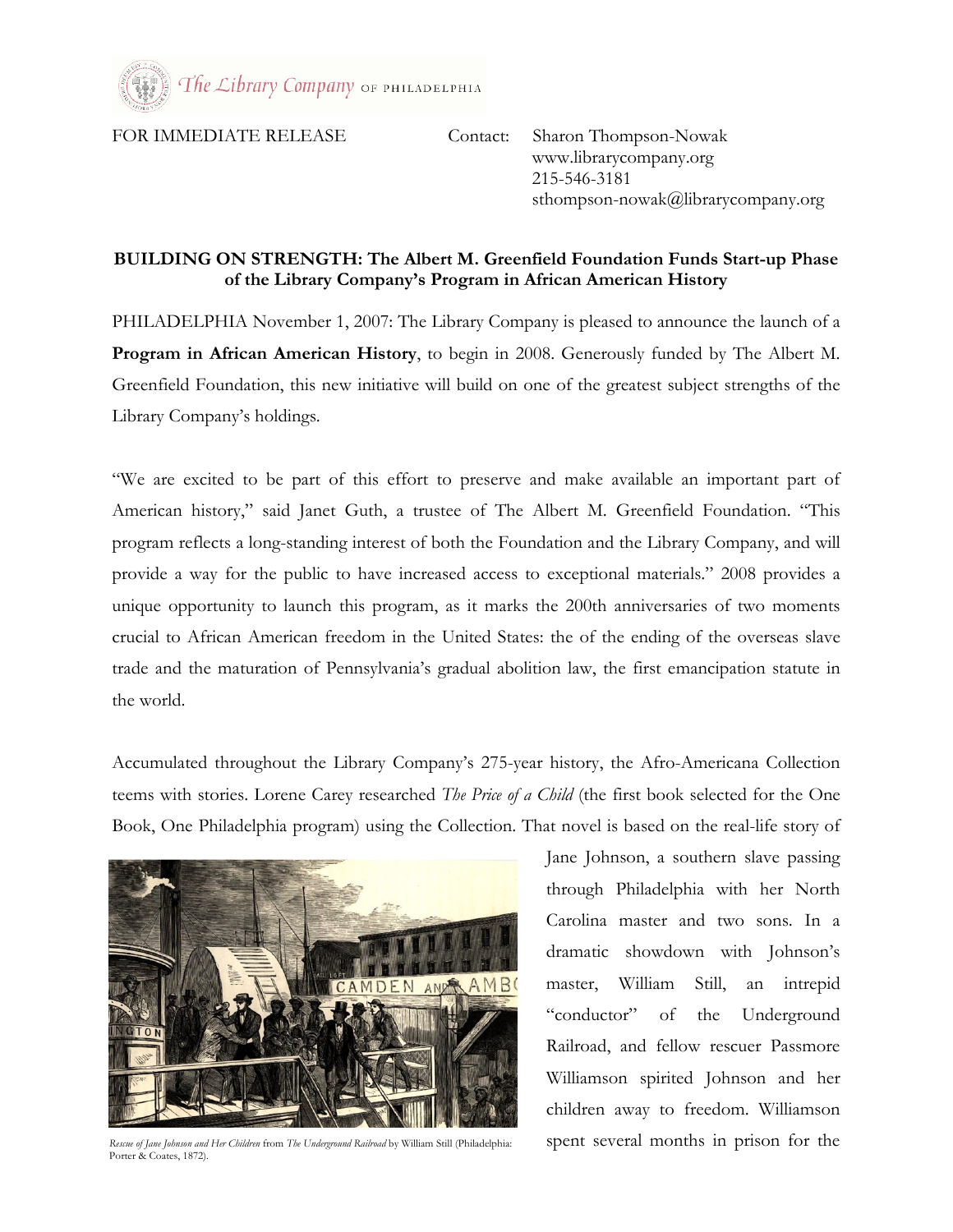The Library Company OF PHILADELPHIA

FOR IMMEDIATE RELEASE

Contact: Sharon Thompson-Nowak
www.librarycompany.org
215-546-3181
sthompson-nowak@librarycompany.org

**BUILDING ON STRENGTH: The Albert M. Greenfield Foundation Funds Start-up Phase of the Library Company's Program in African American History**

PHILADELPHIA November 1, 2007: The Library Company is pleased to announce the launch of a **Program in African American History**, to begin in 2008. Generously funded by The Albert M. Greenfield Foundation, this new initiative will build on one of the greatest subject strengths of the Library Company's holdings.

"We are excited to be part of this effort to preserve and make available an important part of American history," said Janet Guth, a trustee of The Albert M. Greenfield Foundation. "This program reflects a long-standing interest of both the Foundation and the Library Company, and will provide a way for the public to have increased access to exceptional materials." 2008 provides a unique opportunity to launch this program, as it marks the 200th anniversaries of two moments crucial to African American freedom in the United States: the of the ending of the overseas slave trade and the maturation of Pennsylvania's gradual abolition law, the first emancipation statute in the world.

Accumulated throughout the Library Company's 275-year history, the Afro-Americana Collection teems with stories. Lorene Carey researched *The Price of a Child* (the first book selected for the One Book, One Philadelphia program) using the Collection. That novel is based on the real-life story of Jane Johnson, a southern slave passing through Philadelphia with her North Carolina master and two sons. In a dramatic showdown with Johnson's master, William Still, an intrepid "conductor" of the Underground Railroad, and fellow rescuer Passmore Williamson spirited Johnson and her children away to freedom. Williamson spent several months in prison for the

*Rescue of Jane Johnson and Her Children* from *The Underground Railroad* by William Still (Philadelphia: Porter & Coates, 1872).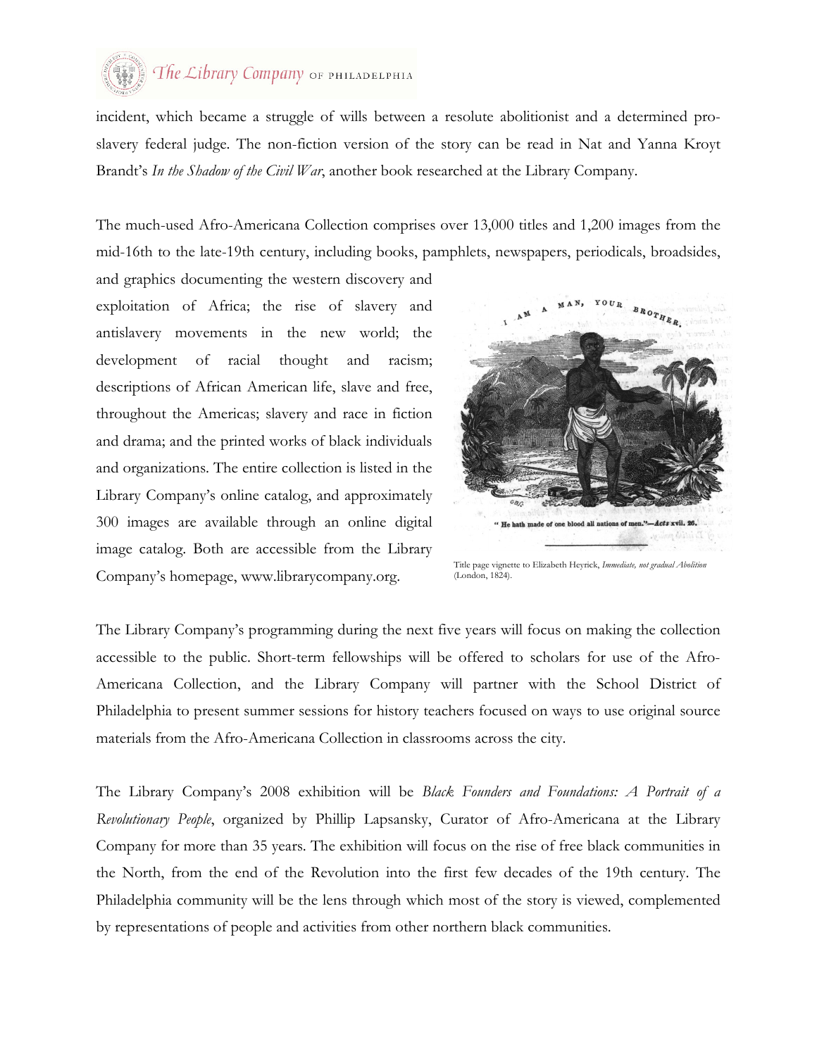incident, which became a struggle of wills between a resolute abolitionist and a determined pro-slavery federal judge. The non-fiction version of the story can be read in Nat and Yanna Kroyt Brandt's *In the Shadow of the Civil War*, another book researched at the Library Company.

The much-used Afro-Americana Collection comprises over 13,000 titles and 1,200 images from the mid-16th to the late-19th century, including books, pamphlets, newspapers, periodicals, broadsides, and graphics documenting the western discovery and exploitation of Africa; the rise of slavery and antislavery movements in the new world; the development of racial thought and racism; descriptions of African American life, slave and free, throughout the Americas; slavery and race in fiction and drama; and the printed works of black individuals and organizations. The entire collection is listed in the Library Company's online catalog, and approximately 300 images are available through an online digital image catalog. Both are accessible from the Library Company's homepage, www.librarycompany.org.

Title page vignette to Elizabeth Heyrick, *Immediate, not gradual Abolition* (London, 1824).

The Library Company's programming during the next five years will focus on making the collection accessible to the public. Short-term fellowships will be offered to scholars for use of the Afro-Americana Collection, and the Library Company will partner with the School District of Philadelphia to present summer sessions for history teachers focused on ways to use original source materials from the Afro-Americana Collection in classrooms across the city.

The Library Company's 2008 exhibition will be *Black Founders and Foundations: A Portrait of a Revolutionary People*, organized by Phillip Lapsansky, Curator of Afro-Americana at the Library Company for more than 35 years. The exhibition will focus on the rise of free black communities in the North, from the end of the Revolution into the first few decades of the 19th century. The Philadelphia community will be the lens through which most of the story is viewed, complemented by representations of people and activities from other northern black communities.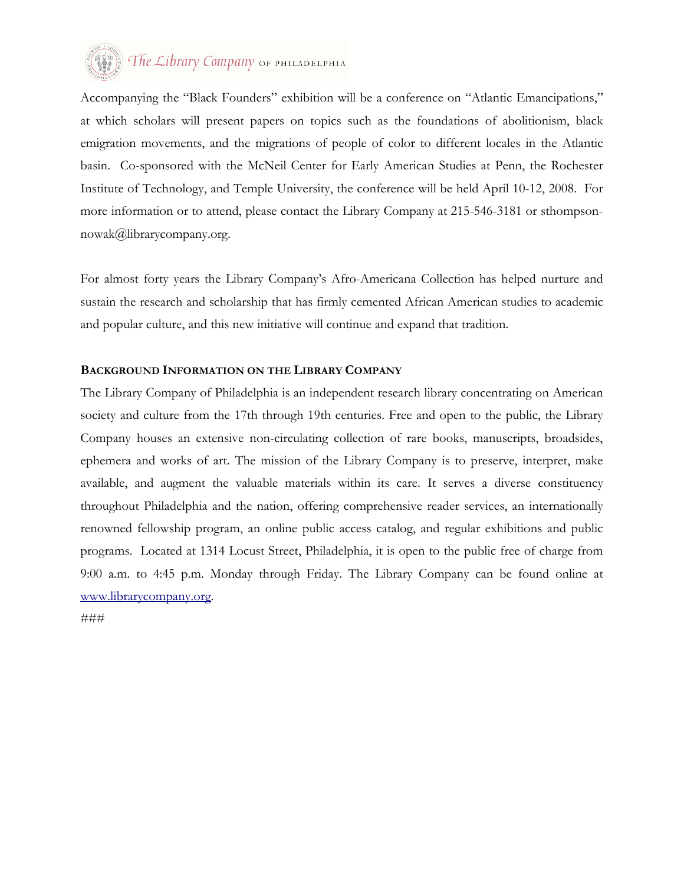Accompanying the "Black Founders" exhibition will be a conference on "Atlantic Emancipations," at which scholars will present papers on topics such as the foundations of abolitionism, black emigration movements, and the migrations of people of color to different locales in the Atlantic basin. Co-sponsored with the McNeil Center for Early American Studies at Penn, the Rochester Institute of Technology, and Temple University, the conference will be held April 10-12, 2008. For more information or to attend, please contact the Library Company at 215-546-3181 or sthompson-nowak@librarycompany.org.

For almost forty years the Library Company's Afro-Americana Collection has helped nurture and sustain the research and scholarship that has firmly cemented African American studies to academic and popular culture, and this new initiative will continue and expand that tradition.

**BACKGROUND INFORMATION ON THE LIBRARY COMPANY**

The Library Company of Philadelphia is an independent research library concentrating on American society and culture from the 17th through 19th centuries. Free and open to the public, the Library Company houses an extensive non-circulating collection of rare books, manuscripts, broadsides, ephemera and works of art. The mission of the Library Company is to preserve, interpret, make available, and augment the valuable materials within its care. It serves a diverse constituency throughout Philadelphia and the nation, offering comprehensive reader services, an internationally renowned fellowship program, an online public access catalog, and regular exhibitions and public programs. Located at 1314 Locust Street, Philadelphia, it is open to the public free of charge from 9:00 a.m. to 4:45 p.m. Monday through Friday. The Library Company can be found online at [www.librarycompany.org](http://www.librarycompany.org).

###